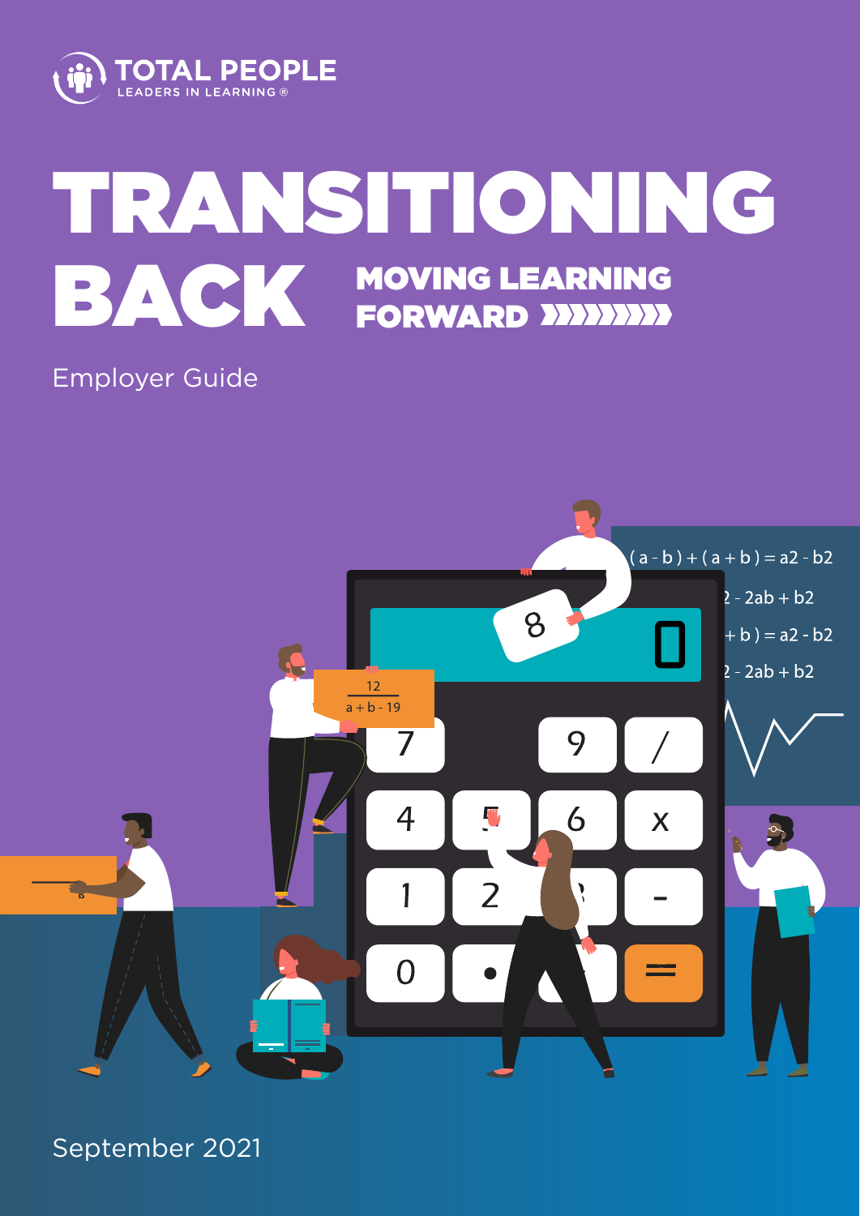TOTAL PEOPLE
LEADERS IN LEARNING ®

# TRANSITIONING BACK

## MOVING LEARNING FORWARD

Employer Guide

September 2021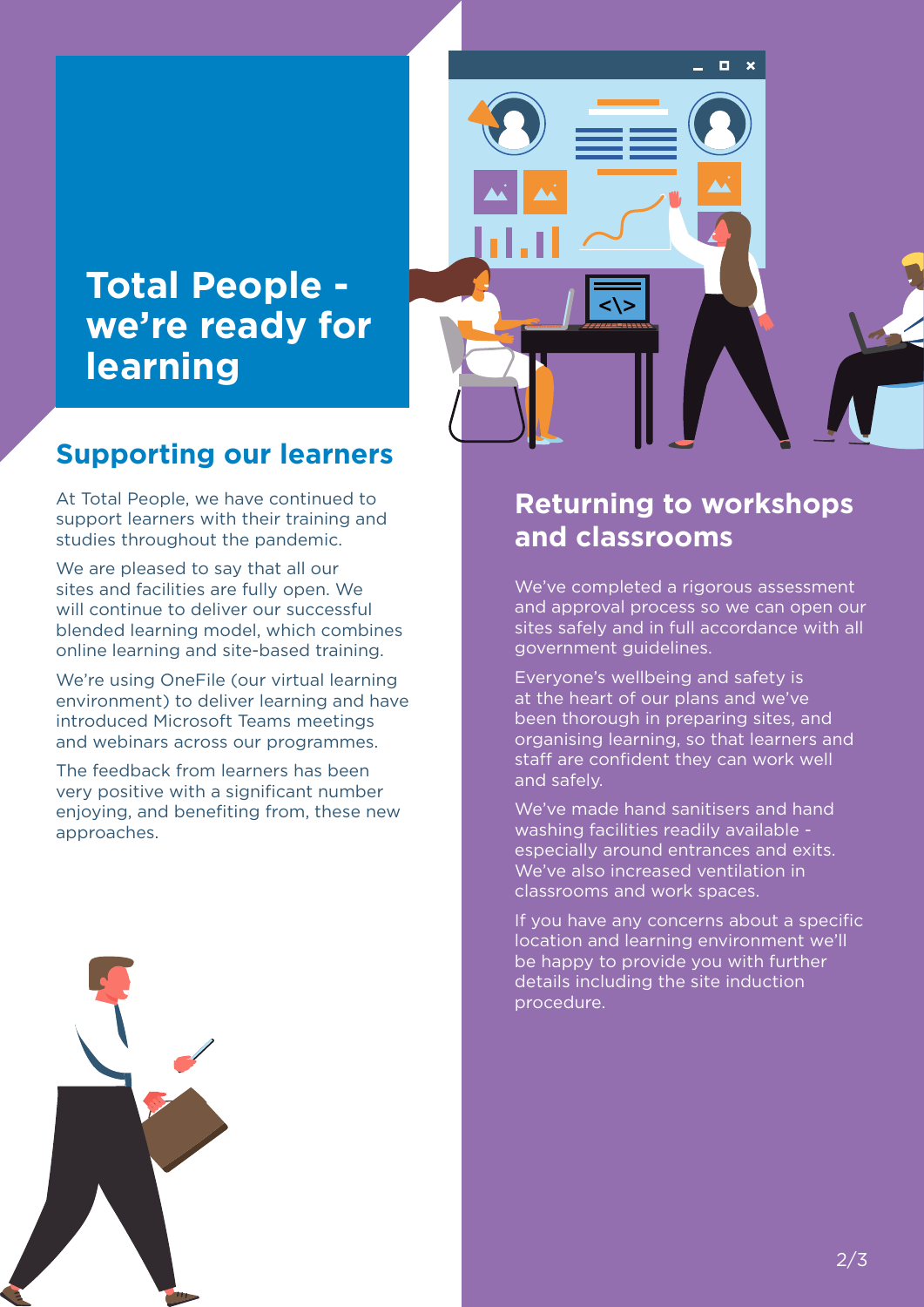# Total People - we're ready for learning

## Supporting our learners

At Total People, we have continued to support learners with their training and studies throughout the pandemic.

We are pleased to say that all our sites and facilities are fully open. We will continue to deliver our successful blended learning model, which combines online learning and site-based training.

We're using OneFile (our virtual learning environment) to deliver learning and have introduced Microsoft Teams meetings and webinars across our programmes.

The feedback from learners has been very positive with a significant number enjoying, and benefiting from, these new approaches.

## Returning to workshops and classrooms

We've completed a rigorous assessment and approval process so we can open our sites safely and in full accordance with all government guidelines.

Everyone's wellbeing and safety is at the heart of our plans and we've been thorough in preparing sites, and organising learning, so that learners and staff are confident they can work well and safely.

We've made hand sanitisers and hand washing facilities readily available - especially around entrances and exits. We've also increased ventilation in classrooms and work spaces.

If you have any concerns about a specific location and learning environment we'll be happy to provide you with further details including the site induction procedure.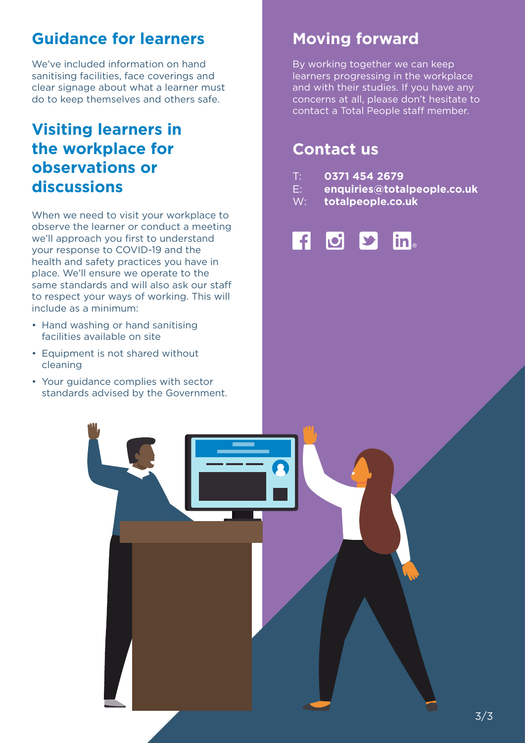## Guidance for learners

We've included information on hand sanitising facilities, face coverings and clear signage about what a learner must do to keep themselves and others safe.

## Visiting learners in the workplace for observations or discussions

When we need to visit your workplace to observe the learner or conduct a meeting we'll approach you first to understand your response to COVID-19 and the health and safety practices you have in place. We'll ensure we operate to the same standards and will also ask our staff to respect your ways of working. This will include as a minimum:

- Hand washing or hand sanitising facilities available on site
- Equipment is not shared without cleaning
- Your guidance complies with sector standards advised by the Government.

## Moving forward

By working together we can keep learners progressing in the workplace and with their studies. If you have any concerns at all, please don't hesitate to contact a Total People staff member.

## Contact us

T: **0371 454 2679**
E: **enquiries@totalpeople.co.uk**
W: **totalpeople.co.uk**